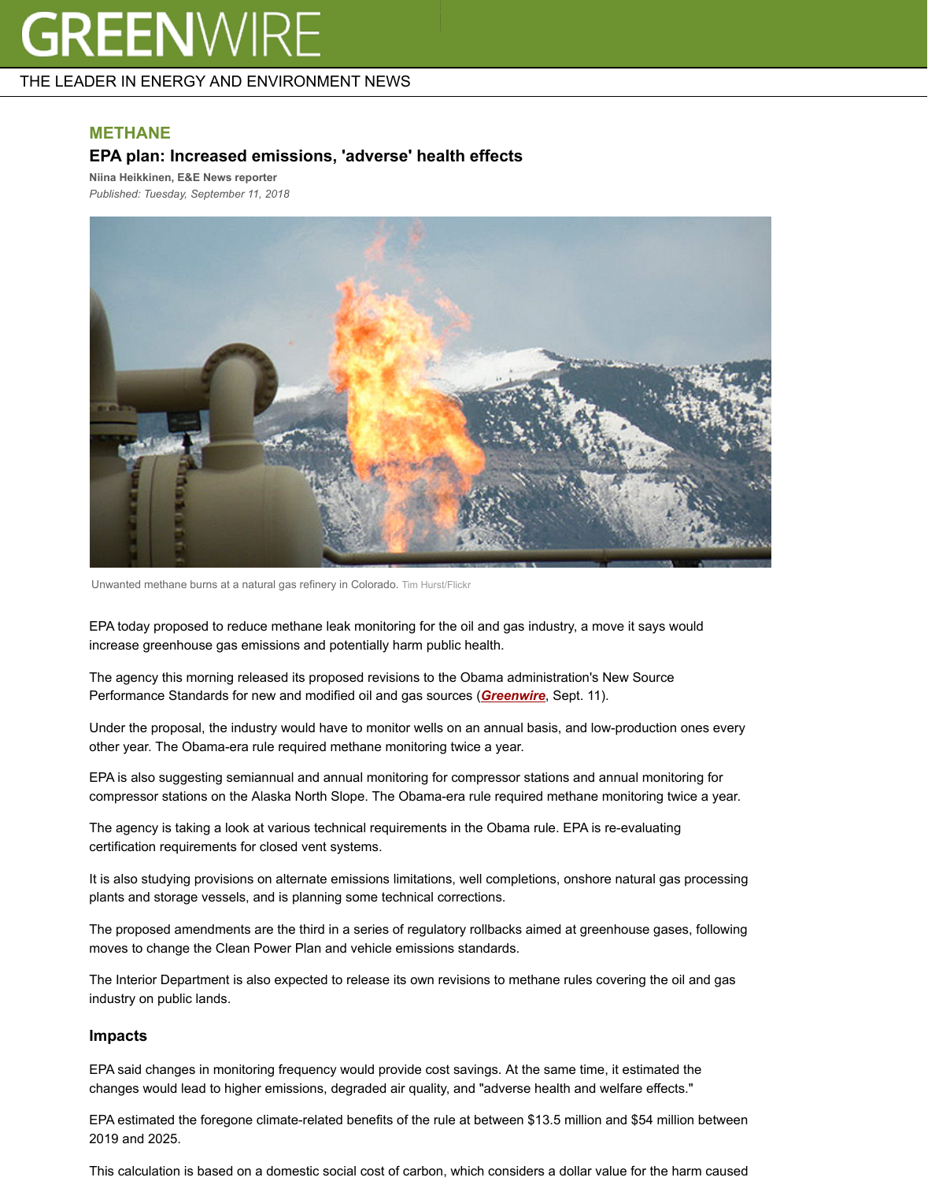GREENWIRE

THE LEADER IN ENERGY AND ENVIRONMENT NEWS

**METHANE**

## EPA plan: Increased emissions, 'adverse' health effects

**Niina Heikkinen, E&E News reporter**

*Published: Tuesday, September 11, 2018*

Unwanted methane burns at a natural gas refinery in Colorado. Tim Hurst/Flickr

EPA today proposed to reduce methane leak monitoring for the oil and gas industry, a move it says would increase greenhouse gas emissions and potentially harm public health.

The agency this morning released its proposed revisions to the Obama administration's New Source Performance Standards for new and modified oil and gas sources (***Greenwire***, Sept. 11).

Under the proposal, the industry would have to monitor wells on an annual basis, and low-production ones every other year. The Obama-era rule required methane monitoring twice a year.

EPA is also suggesting semiannual and annual monitoring for compressor stations and annual monitoring for compressor stations on the Alaska North Slope. The Obama-era rule required methane monitoring twice a year.

The agency is taking a look at various technical requirements in the Obama rule. EPA is re-evaluating certification requirements for closed vent systems.

It is also studying provisions on alternate emissions limitations, well completions, onshore natural gas processing plants and storage vessels, and is planning some technical corrections.

The proposed amendments are the third in a series of regulatory rollbacks aimed at greenhouse gases, following moves to change the Clean Power Plan and vehicle emissions standards.

The Interior Department is also expected to release its own revisions to methane rules covering the oil and gas industry on public lands.

### Impacts

EPA said changes in monitoring frequency would provide cost savings. At the same time, it estimated the changes would lead to higher emissions, degraded air quality, and "adverse health and welfare effects."

EPA estimated the foregone climate-related benefits of the rule at between $13.5 million and $54 million between 2019 and 2025.

This calculation is based on a domestic social cost of carbon, which considers a dollar value for the harm caused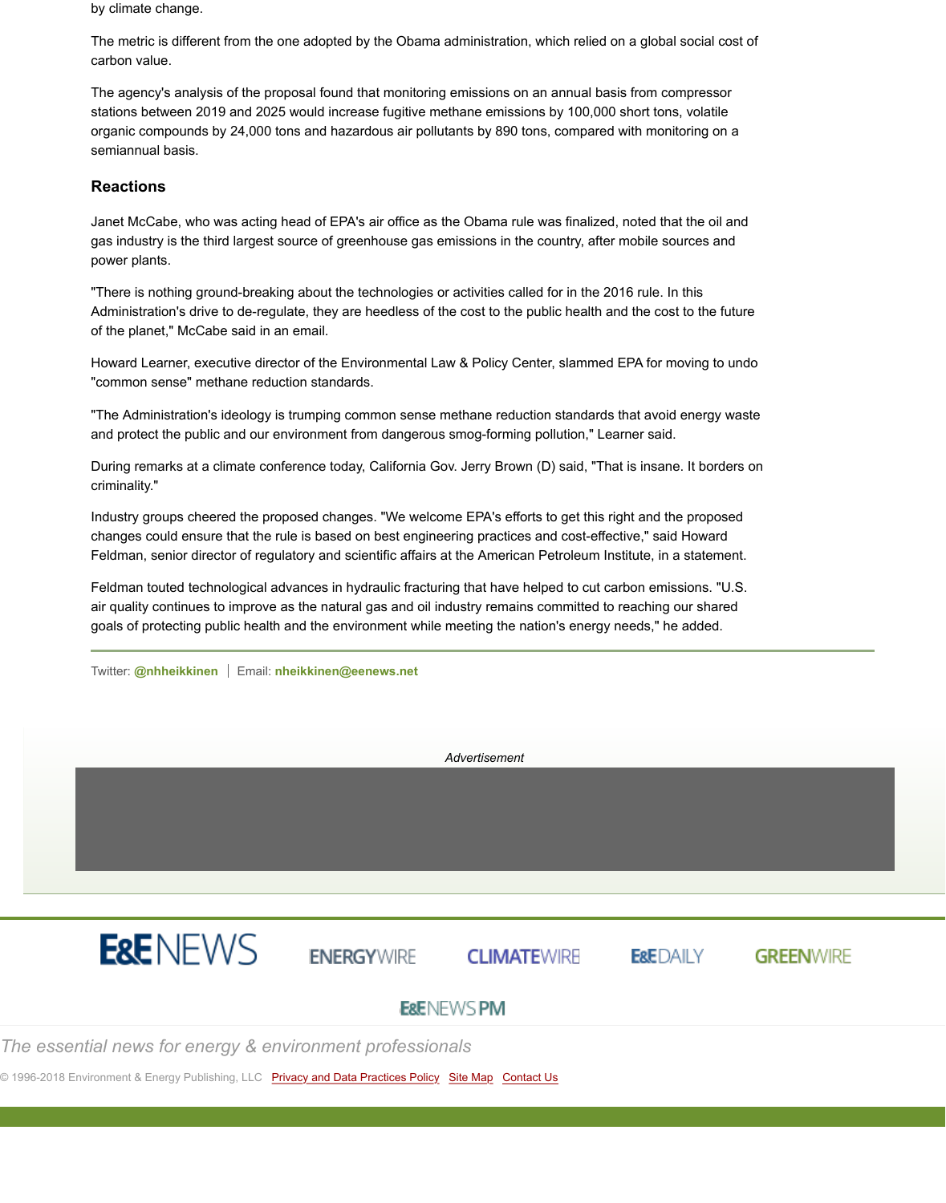by climate change.

The metric is different from the one adopted by the Obama administration, which relied on a global social cost of carbon value.

The agency's analysis of the proposal found that monitoring emissions on an annual basis from compressor stations between 2019 and 2025 would increase fugitive methane emissions by 100,000 short tons, volatile organic compounds by 24,000 tons and hazardous air pollutants by 890 tons, compared with monitoring on a semiannual basis.

### Reactions

Janet McCabe, who was acting head of EPA's air office as the Obama rule was finalized, noted that the oil and gas industry is the third largest source of greenhouse gas emissions in the country, after mobile sources and power plants.

"There is nothing ground-breaking about the technologies or activities called for in the 2016 rule. In this Administration's drive to de-regulate, they are heedless of the cost to the public health and the cost to the future of the planet," McCabe said in an email.

Howard Learner, executive director of the Environmental Law & Policy Center, slammed EPA for moving to undo "common sense" methane reduction standards.

"The Administration's ideology is trumping common sense methane reduction standards that avoid energy waste and protect the public and our environment from dangerous smog-forming pollution," Learner said.

During remarks at a climate conference today, California Gov. Jerry Brown (D) said, "That is insane. It borders on criminality."

Industry groups cheered the proposed changes. "We welcome EPA's efforts to get this right and the proposed changes could ensure that the rule is based on best engineering practices and cost-effective," said Howard Feldman, senior director of regulatory and scientific affairs at the American Petroleum Institute, in a statement.

Feldman touted technological advances in hydraulic fracturing that have helped to cut carbon emissions. "U.S. air quality continues to improve as the natural gas and oil industry remains committed to reaching our shared goals of protecting public health and the environment while meeting the nation's energy needs," he added.

Twitter: **@nhheikkinen** | Email: **nheikkinen@eenews.net**